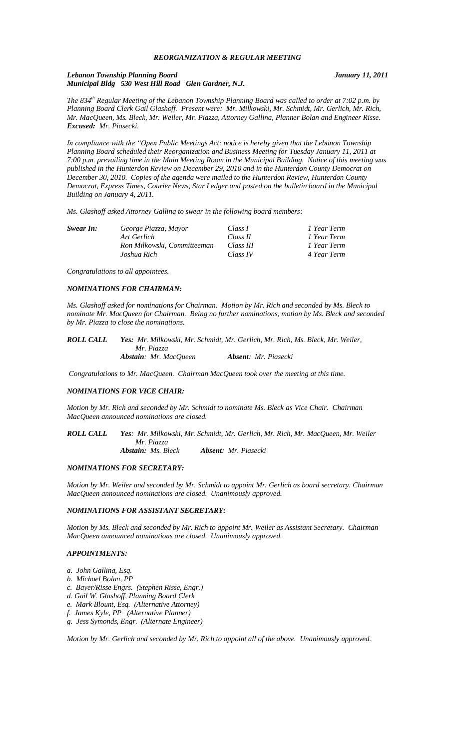# *REORGANIZATION & REGULAR MEETING*

***Lebanon Township Planning Board*** ***January 11, 2011***
***Municipal Bldg 530 West Hill Road Glen Gardner, N.J.***

*The 834th Regular Meeting of the Lebanon Township Planning Board was called to order at 7:02 p.m. by Planning Board Clerk Gail Glashoff. Present were: Mr. Milkowski, Mr. Schmidt, Mr. Gerlich, Mr. Rich, Mr. MacQueen, Ms. Bleck, Mr. Weiler, Mr. Piazza, Attorney Gallina, Planner Bolan and Engineer Risse.* ***Excused:*** *Mr. Piasecki.*

*In compliance with the "Open Public Meetings Act: notice is hereby given that the Lebanon Township Planning Board scheduled their Reorganization and Business Meeting for Tuesday January 11, 2011 at 7:00 p.m. prevailing time in the Main Meeting Room in the Municipal Building. Notice of this meeting was published in the Hunterdon Review on December 29, 2010 and in the Hunterdon County Democrat on December 30, 2010. Copies of the agenda were mailed to the Hunterdon Review, Hunterdon County Democrat, Express Times, Courier News, Star Ledger and posted on the bulletin board in the Municipal Building on January 4, 2011.*

*Ms. Glashoff asked Attorney Gallina to swear in the following board members:*

| | | | |
|---|---|---|---|
| ***Swear In:*** | *George Piazza, Mayor* | *Class I* | *1 Year Term* |
| | *Art Gerlich* | *Class II* | *1 Year Term* |
| | *Ron Milkowski, Committeeman* | *Class III* | *1 Year Term* |
| | *Joshua Rich* | *Class IV* | *4 Year Term* |

*Congratulations to all appointees.*

### *NOMINATIONS FOR CHAIRMAN:*

*Ms. Glashoff asked for nominations for Chairman. Motion by Mr. Rich and seconded by Ms. Bleck to nominate Mr. MacQueen for Chairman. Being no further nominations, motion by Ms. Bleck and seconded by Mr. Piazza to close the nominations.*

***ROLL CALL*** ***Yes:*** *Mr. Milkowski, Mr. Schmidt, Mr. Gerlich, Mr. Rich, Ms. Bleck, Mr. Weiler, Mr. Piazza*
***Abstain****: Mr. MacQueen* ***Absent****: Mr. Piasecki*

*Congratulations to Mr. MacQueen. Chairman MacQueen took over the meeting at this time.*

### *NOMINATIONS FOR VICE CHAIR:*

*Motion by Mr. Rich and seconded by Mr. Schmidt to nominate Ms. Bleck as Vice Chair. Chairman MacQueen announced nominations are closed.*

***ROLL CALL*** ***Yes****: Mr. Milkowski, Mr. Schmidt, Mr. Gerlich, Mr. Rich, Mr. MacQueen, Mr. Weiler Mr. Piazza*
***Abstain:*** *Ms. Bleck* ***Absent****: Mr. Piasecki*

### *NOMINATIONS FOR SECRETARY:*

*Motion by Mr. Weiler and seconded by Mr. Schmidt to appoint Mr. Gerlich as board secretary. Chairman MacQueen announced nominations are closed. Unanimously approved.*

### *NOMINATIONS FOR ASSISTANT SECRETARY:*

*Motion by Ms. Bleck and seconded by Mr. Rich to appoint Mr. Weiler as Assistant Secretary. Chairman MacQueen announced nominations are closed. Unanimously approved.*

### *APPOINTMENTS:*

*a. John Gallina, Esq.*
*b. Michael Bolan, PP*
*c. Bayer/Risse Engrs. (Stephen Risse, Engr.)*
*d. Gail W. Glashoff, Planning Board Clerk*
*e. Mark Blount, Esq. (Alternative Attorney)*
*f. James Kyle, PP (Alternative Planner)*
*g. Jess Symonds, Engr. (Alternate Engineer)*

*Motion by Mr. Gerlich and seconded by Mr. Rich to appoint all of the above. Unanimously approved.*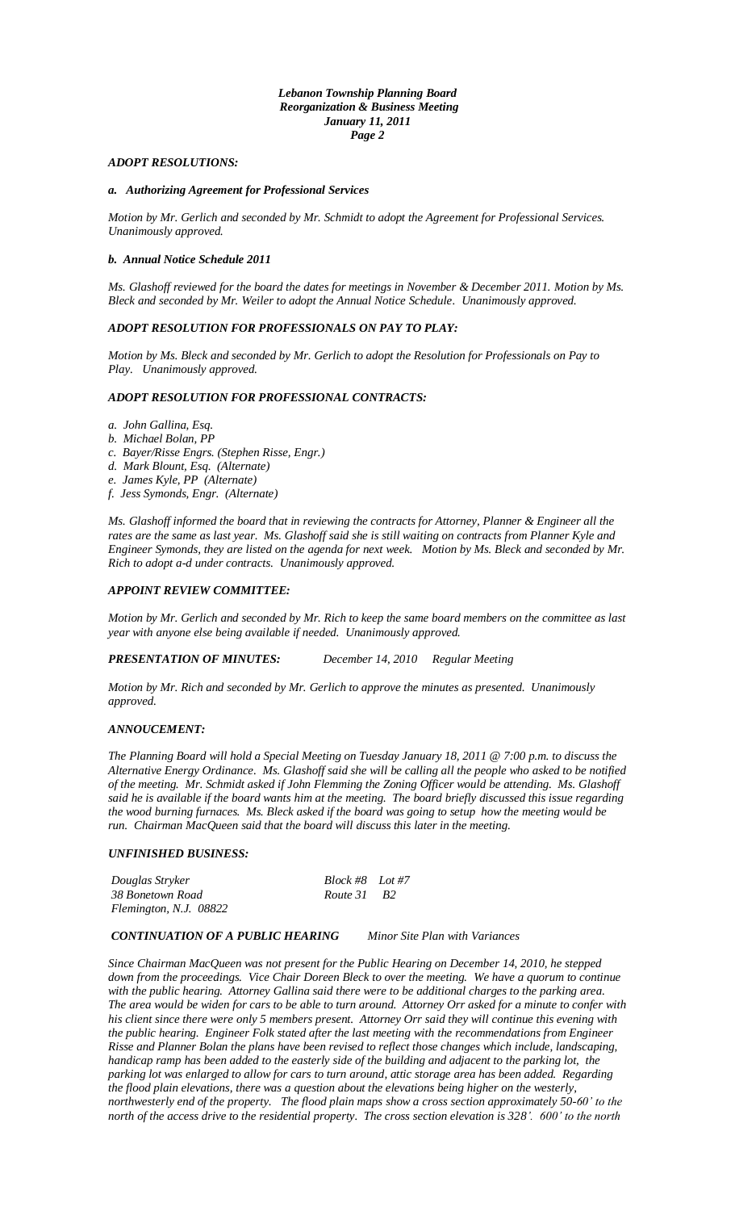### ADOPT RESOLUTIONS:

#### *a. Authorizing Agreement for Professional Services*

*Motion by Mr. Gerlich and seconded by Mr. Schmidt to adopt the Agreement for Professional Services. Unanimously approved.*

#### *b. Annual Notice Schedule 2011*

*Ms. Glashoff reviewed for the board the dates for meetings in November & December 2011. Motion by Ms. Bleck and seconded by Mr. Weiler to adopt the Annual Notice Schedule. Unanimously approved.*

### ADOPT RESOLUTION FOR PROFESSIONALS ON PAY TO PLAY:

*Motion by Ms. Bleck and seconded by Mr. Gerlich to adopt the Resolution for Professionals on Pay to Play. Unanimously approved.*

### ADOPT RESOLUTION FOR PROFESSIONAL CONTRACTS:

*a. John Gallina, Esq.*
*b. Michael Bolan, PP*
*c. Bayer/Risse Engrs. (Stephen Risse, Engr.)*
*d. Mark Blount, Esq. (Alternate)*
*e. James Kyle, PP (Alternate)*
*f. Jess Symonds, Engr. (Alternate)*

*Ms. Glashoff informed the board that in reviewing the contracts for Attorney, Planner & Engineer all the rates are the same as last year. Ms. Glashoff said she is still waiting on contracts from Planner Kyle and Engineer Symonds, they are listed on the agenda for next week. Motion by Ms. Bleck and seconded by Mr. Rich to adopt a-d under contracts. Unanimously approved.*

### APPOINT REVIEW COMMITTEE:

*Motion by Mr. Gerlich and seconded by Mr. Rich to keep the same board members on the committee as last year with anyone else being available if needed. Unanimously approved.*

***PRESENTATION OF MINUTES:*** *December 14, 2010 Regular Meeting*

*Motion by Mr. Rich and seconded by Mr. Gerlich to approve the minutes as presented. Unanimously approved.*

### ANNOUCEMENT:

*The Planning Board will hold a Special Meeting on Tuesday January 18, 2011 @ 7:00 p.m. to discuss the Alternative Energy Ordinance. Ms. Glashoff said she will be calling all the people who asked to be notified of the meeting. Mr. Schmidt asked if John Flemming the Zoning Officer would be attending. Ms. Glashoff said he is available if the board wants him at the meeting. The board briefly discussed this issue regarding the wood burning furnaces. Ms. Bleck asked if the board was going to setup how the meeting would be run. Chairman MacQueen said that the board will discuss this later in the meeting.*

### UNFINISHED BUSINESS:

*Douglas Stryker* — *Block #8 Lot #7*
*38 Bonetown Road* — *Route 31 B2*
*Flemington, N.J. 08822*

***CONTINUATION OF A PUBLIC HEARING*** *Minor Site Plan with Variances*

*Since Chairman MacQueen was not present for the Public Hearing on December 14, 2010, he stepped down from the proceedings. Vice Chair Doreen Bleck to over the meeting. We have a quorum to continue with the public hearing. Attorney Gallina said there were to be additional charges to the parking area. The area would be widen for cars to be able to turn around. Attorney Orr asked for a minute to confer with his client since there were only 5 members present. Attorney Orr said they will continue this evening with the public hearing. Engineer Folk stated after the last meeting with the recommendations from Engineer Risse and Planner Bolan the plans have been revised to reflect those changes which include, landscaping, handicap ramp has been added to the easterly side of the building and adjacent to the parking lot, the parking lot was enlarged to allow for cars to turn around, attic storage area has been added. Regarding the flood plain elevations, there was a question about the elevations being higher on the westerly, northwesterly end of the property. The flood plain maps show a cross section approximately 50-60' to the north of the access drive to the residential property. The cross section elevation is 328'. 600' to the north*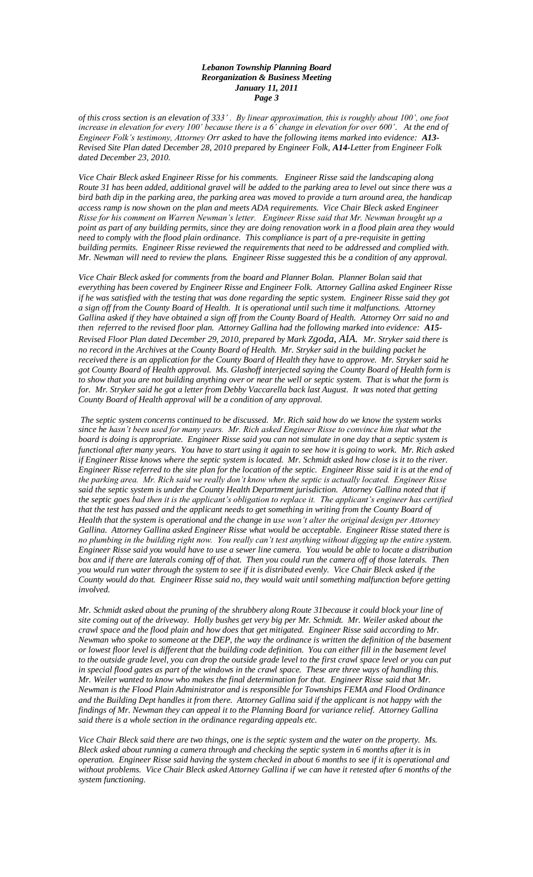*of this cross section is an elevation of 333' . By linear approximation, this is roughly about 100', one foot increase in elevation for every 100' because there is a 6' change in elevation for over 600'. At the end of Engineer Folk's testimony, Attorney Orr asked to have the following items marked into evidence: **A13-** Revised Site Plan dated December 28, 2010 prepared by Engineer Folk, **A14-**Letter from Engineer Folk dated December 23, 2010.*

*Vice Chair Bleck asked Engineer Risse for his comments. Engineer Risse said the landscaping along Route 31 has been added, additional gravel will be added to the parking area to level out since there was a bird bath dip in the parking area, the parking area was moved to provide a turn around area, the handicap access ramp is now shown on the plan and meets ADA requirements. Vice Chair Bleck asked Engineer Risse for his comment on Warren Newman's letter. Engineer Risse said that Mr. Newman brought up a point as part of any building permits, since they are doing renovation work in a flood plain area they would need to comply with the flood plain ordinance. This compliance is part of a pre-requisite in getting building permits. Engineer Risse reviewed the requirements that need to be addressed and complied with. Mr. Newman will need to review the plans. Engineer Risse suggested this be a condition of any approval.*

*Vice Chair Bleck asked for comments from the board and Planner Bolan. Planner Bolan said that everything has been covered by Engineer Risse and Engineer Folk. Attorney Gallina asked Engineer Risse if he was satisfied with the testing that was done regarding the septic system. Engineer Risse said they got a sign off from the County Board of Health. It is operational until such time it malfunctions. Attorney Gallina asked if they have obtained a sign off from the County Board of Health. Attorney Orr said no and then referred to the revised floor plan. Attorney Gallina had the following marked into evidence: **A15-** Revised Floor Plan dated December 29, 2010, prepared by Mark Zgoda, AIA. Mr. Stryker said there is no record in the Archives at the County Board of Health. Mr. Stryker said in the building packet he received there is an application for the County Board of Health they have to approve. Mr. Stryker said he got County Board of Health approval. Ms. Glashoff interjected saying the County Board of Health form is to show that you are not building anything over or near the well or septic system. That is what the form is for. Mr. Stryker said he got a letter from Debby Vaccarella back last August. It was noted that getting County Board of Health approval will be a condition of any approval.*

*The septic system concerns continued to be discussed. Mr. Rich said how do we know the system works since he hasn't been used for many years. Mr. Rich asked Engineer Risse to convince him that what the board is doing is appropriate. Engineer Risse said you can not simulate in one day that a septic system is functional after many years. You have to start using it again to see how it is going to work. Mr. Rich asked if Engineer Risse knows where the septic system is located. Mr. Schmidt asked how close is it to the river. Engineer Risse referred to the site plan for the location of the septic. Engineer Risse said it is at the end of the parking area. Mr. Rich said we really don't know when the septic is actually located. Engineer Risse said the septic system is under the County Health Department jurisdiction. Attorney Gallina noted that if the septic goes bad then it is the applicant's obligation to replace it. The applicant's engineer has certified that the test has passed and the applicant needs to get something in writing from the County Board of Health that the system is operational and the change in use won't alter the original design per Attorney Gallina. Attorney Gallina asked Engineer Risse what would be acceptable. Engineer Risse stated there is no plumbing in the building right now. You really can't test anything without digging up the entire system. Engineer Risse said you would have to use a sewer line camera. You would be able to locate a distribution box and if there are laterals coming off of that. Then you could run the camera off of those laterals. Then you would run water through the system to see if it is distributed evenly. Vice Chair Bleck asked if the County would do that. Engineer Risse said no, they would wait until something malfunction before getting involved.*

*Mr. Schmidt asked about the pruning of the shrubbery along Route 31because it could block your line of site coming out of the driveway. Holly bushes get very big per Mr. Schmidt. Mr. Weiler asked about the crawl space and the flood plain and how does that get mitigated. Engineer Risse said according to Mr. Newman who spoke to someone at the DEP, the way the ordinance is written the definition of the basement or lowest floor level is different that the building code definition. You can either fill in the basement level to the outside grade level, you can drop the outside grade level to the first crawl space level or you can put in special flood gates as part of the windows in the crawl space. These are three ways of handling this. Mr. Weiler wanted to know who makes the final determination for that. Engineer Risse said that Mr. Newman is the Flood Plain Administrator and is responsible for Townships FEMA and Flood Ordinance and the Building Dept handles it from there. Attorney Gallina said if the applicant is not happy with the findings of Mr. Newman they can appeal it to the Planning Board for variance relief. Attorney Gallina said there is a whole section in the ordinance regarding appeals etc.*

*Vice Chair Bleck said there are two things, one is the septic system and the water on the property. Ms. Bleck asked about running a camera through and checking the septic system in 6 months after it is in operation. Engineer Risse said having the system checked in about 6 months to see if it is operational and without problems. Vice Chair Bleck asked Attorney Gallina if we can have it retested after 6 months of the system functioning.*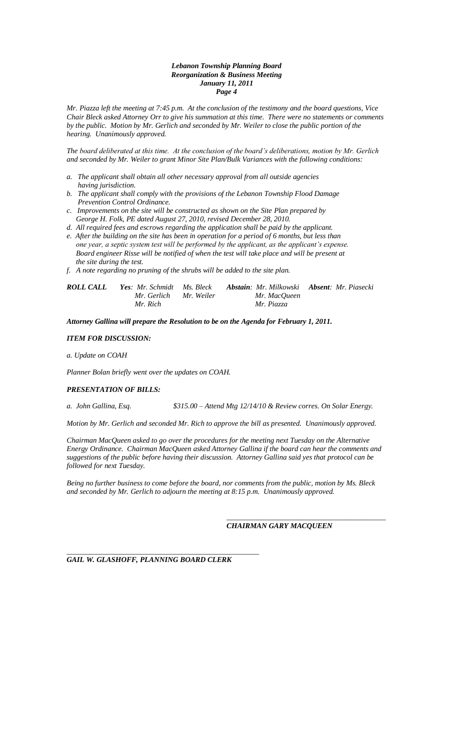*Mr. Piazza left the meeting at 7:45 p.m. At the conclusion of the testimony and the board questions, Vice Chair Bleck asked Attorney Orr to give his summation at this time. There were no statements or comments by the public. Motion by Mr. Gerlich and seconded by Mr. Weiler to close the public portion of the hearing. Unanimously approved.*

*The board deliberated at this time. At the conclusion of the board's deliberations, motion by Mr. Gerlich and seconded by Mr. Weiler to grant Minor Site Plan/Bulk Variances with the following conditions:*

- *a. The applicant shall obtain all other necessary approval from all outside agencies having jurisdiction.*
- *b. The applicant shall comply with the provisions of the Lebanon Township Flood Damage Prevention Control Ordinance.*
- *c. Improvements on the site will be constructed as shown on the Site Plan prepared by George H. Folk, PE dated August 27, 2010, revised December 28, 2010.*
- *d. All required fees and escrows regarding the application shall be paid by the applicant.*
- *e. After the building on the site has been in operation for a period of 6 months, but less than one year, a septic system test will be performed by the applicant, as the applicant's expense. Board engineer Risse will be notified of when the test will take place and will be present at the site during the test.*
- *f. A note regarding no pruning of the shrubs will be added to the site plan.*

| | | | | |
|---|---|---|---|---|
| ***ROLL CALL*** | ***Yes**: Mr. Schmidt* | *Ms. Bleck* | ***Abstain**: Mr. Milkowski* | ***Absent**: Mr. Piasecki* |
| | *Mr. Gerlich* | *Mr. Weiler* | *Mr. MacQueen* | |
| | *Mr. Rich* | | *Mr. Piazza* | |

***Attorney Gallina will prepare the Resolution to be on the Agenda for February 1, 2011.***

***ITEM FOR DISCUSSION:***

*a. Update on COAH*

*Planner Bolan briefly went over the updates on COAH.*

***PRESENTATION OF BILLS:***

*a. John Gallina, Esq. $315.00 – Attend Mtg 12/14/10 & Review corres. On Solar Energy.*

*Motion by Mr. Gerlich and seconded Mr. Rich to approve the bill as presented. Unanimously approved.*

*Chairman MacQueen asked to go over the procedures for the meeting next Tuesday on the Alternative Energy Ordinance. Chairman MacQueen asked Attorney Gallina if the board can hear the comments and suggestions of the public before having their discussion. Attorney Gallina said yes that protocol can be followed for next Tuesday.*

*Being no further business to come before the board, nor comments from the public, motion by Ms. Bleck and seconded by Mr. Gerlich to adjourn the meeting at 8:15 p.m. Unanimously approved.*

\_\_\_\_\_\_\_\_\_\_\_\_\_\_\_\_\_\_\_\_\_\_\_\_\_\_\_\_\_\_\_\_\_\_\_\_\_\_\_\_
***CHAIRMAN GARY MACQUEEN***

\_\_\_\_\_\_\_\_\_\_\_\_\_\_\_\_\_\_\_\_\_\_\_\_\_\_\_\_\_\_\_\_\_\_\_\_\_\_\_\_
***GAIL W. GLASHOFF, PLANNING BOARD CLERK***